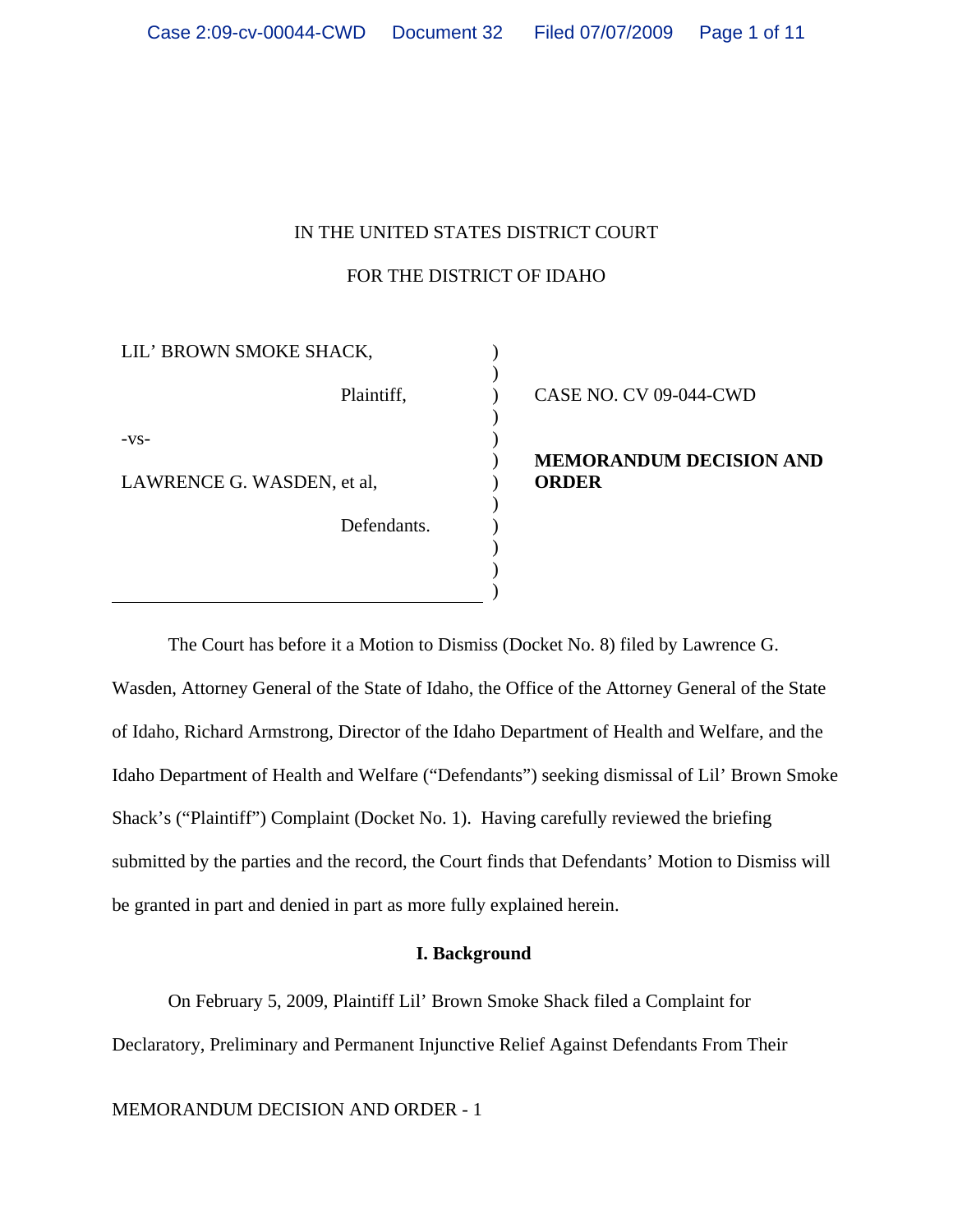IN THE UNITED STATES DISTRICT COURT

FOR THE DISTRICT OF IDAHO

| | | |
|---|---|---|
| LIL' BROWN SMOKE SHACK, Plaintiff, | ) | CASE NO. CV 09-044-CWD |
| -vs- | ) | |
| LAWRENCE G. WASDEN, et al, Defendants. | ) | **MEMORANDUM DECISION AND ORDER** |

The Court has before it a Motion to Dismiss (Docket No. 8) filed by Lawrence G. Wasden, Attorney General of the State of Idaho, the Office of the Attorney General of the State of Idaho, Richard Armstrong, Director of the Idaho Department of Health and Welfare, and the Idaho Department of Health and Welfare ("Defendants") seeking dismissal of Lil' Brown Smoke Shack's ("Plaintiff") Complaint (Docket No. 1). Having carefully reviewed the briefing submitted by the parties and the record, the Court finds that Defendants' Motion to Dismiss will be granted in part and denied in part as more fully explained herein.

## I. Background

On February 5, 2009, Plaintiff Lil' Brown Smoke Shack filed a Complaint for Declaratory, Preliminary and Permanent Injunctive Relief Against Defendants From Their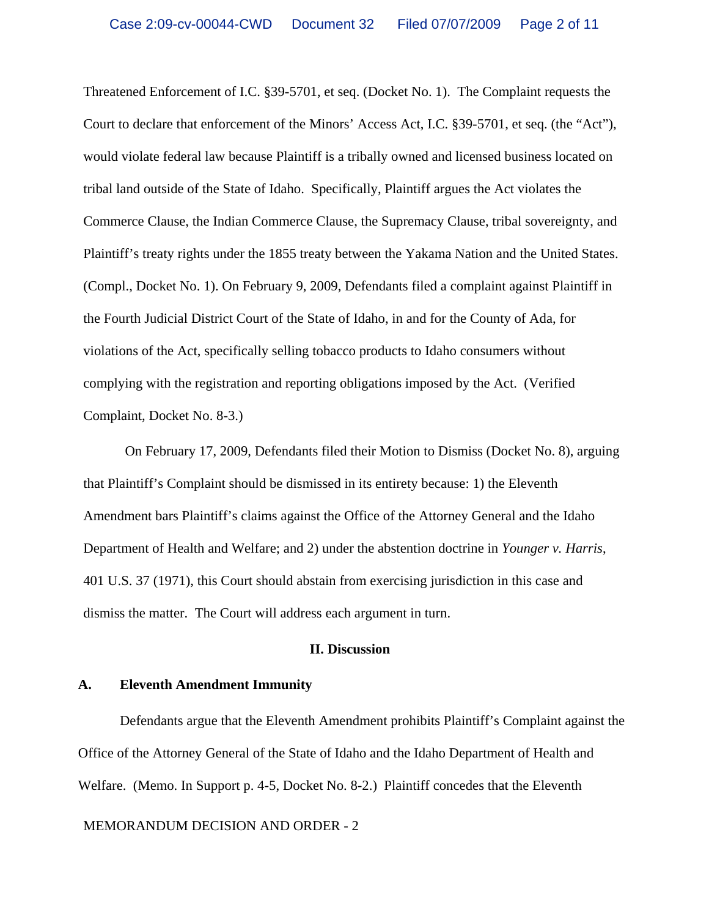Threatened Enforcement of I.C. §39-5701, et seq. (Docket No. 1). The Complaint requests the Court to declare that enforcement of the Minors' Access Act, I.C. §39-5701, et seq. (the "Act"), would violate federal law because Plaintiff is a tribally owned and licensed business located on tribal land outside of the State of Idaho. Specifically, Plaintiff argues the Act violates the Commerce Clause, the Indian Commerce Clause, the Supremacy Clause, tribal sovereignty, and Plaintiff's treaty rights under the 1855 treaty between the Yakama Nation and the United States. (Compl., Docket No. 1). On February 9, 2009, Defendants filed a complaint against Plaintiff in the Fourth Judicial District Court of the State of Idaho, in and for the County of Ada, for violations of the Act, specifically selling tobacco products to Idaho consumers without complying with the registration and reporting obligations imposed by the Act. (Verified Complaint, Docket No. 8-3.)

On February 17, 2009, Defendants filed their Motion to Dismiss (Docket No. 8), arguing that Plaintiff's Complaint should be dismissed in its entirety because: 1) the Eleventh Amendment bars Plaintiff's claims against the Office of the Attorney General and the Idaho Department of Health and Welfare; and 2) under the abstention doctrine in *Younger v. Harris*, 401 U.S. 37 (1971), this Court should abstain from exercising jurisdiction in this case and dismiss the matter. The Court will address each argument in turn.

## II. Discussion

### A. Eleventh Amendment Immunity

Defendants argue that the Eleventh Amendment prohibits Plaintiff's Complaint against the Office of the Attorney General of the State of Idaho and the Idaho Department of Health and Welfare. (Memo. In Support p. 4-5, Docket No. 8-2.) Plaintiff concedes that the Eleventh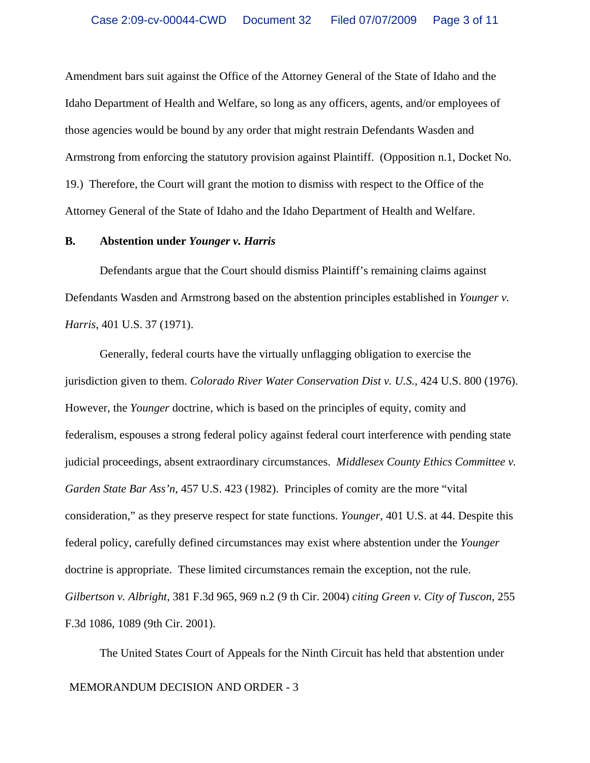Amendment bars suit against the Office of the Attorney General of the State of Idaho and the Idaho Department of Health and Welfare, so long as any officers, agents, and/or employees of those agencies would be bound by any order that might restrain Defendants Wasden and Armstrong from enforcing the statutory provision against Plaintiff. (Opposition n.1, Docket No. 19.) Therefore, the Court will grant the motion to dismiss with respect to the Office of the Attorney General of the State of Idaho and the Idaho Department of Health and Welfare.

**B. Abstention under *Younger v. Harris***

Defendants argue that the Court should dismiss Plaintiff's remaining claims against Defendants Wasden and Armstrong based on the abstention principles established in *Younger v. Harris*, 401 U.S. 37 (1971).

Generally, federal courts have the virtually unflagging obligation to exercise the jurisdiction given to them. *Colorado River Water Conservation Dist v. U.S.*, 424 U.S. 800 (1976). However, the *Younger* doctrine, which is based on the principles of equity, comity and federalism, espouses a strong federal policy against federal court interference with pending state judicial proceedings, absent extraordinary circumstances. *Middlesex County Ethics Committee v. Garden State Bar Ass'n*, 457 U.S. 423 (1982). Principles of comity are the more "vital consideration," as they preserve respect for state functions. *Younger*, 401 U.S. at 44. Despite this federal policy, carefully defined circumstances may exist where abstention under the *Younger* doctrine is appropriate. These limited circumstances remain the exception, not the rule. *Gilbertson v. Albright*, 381 F.3d 965, 969 n.2 (9 th Cir. 2004) *citing Green v. City of Tuscon*, 255 F.3d 1086, 1089 (9th Cir. 2001).

The United States Court of Appeals for the Ninth Circuit has held that abstention under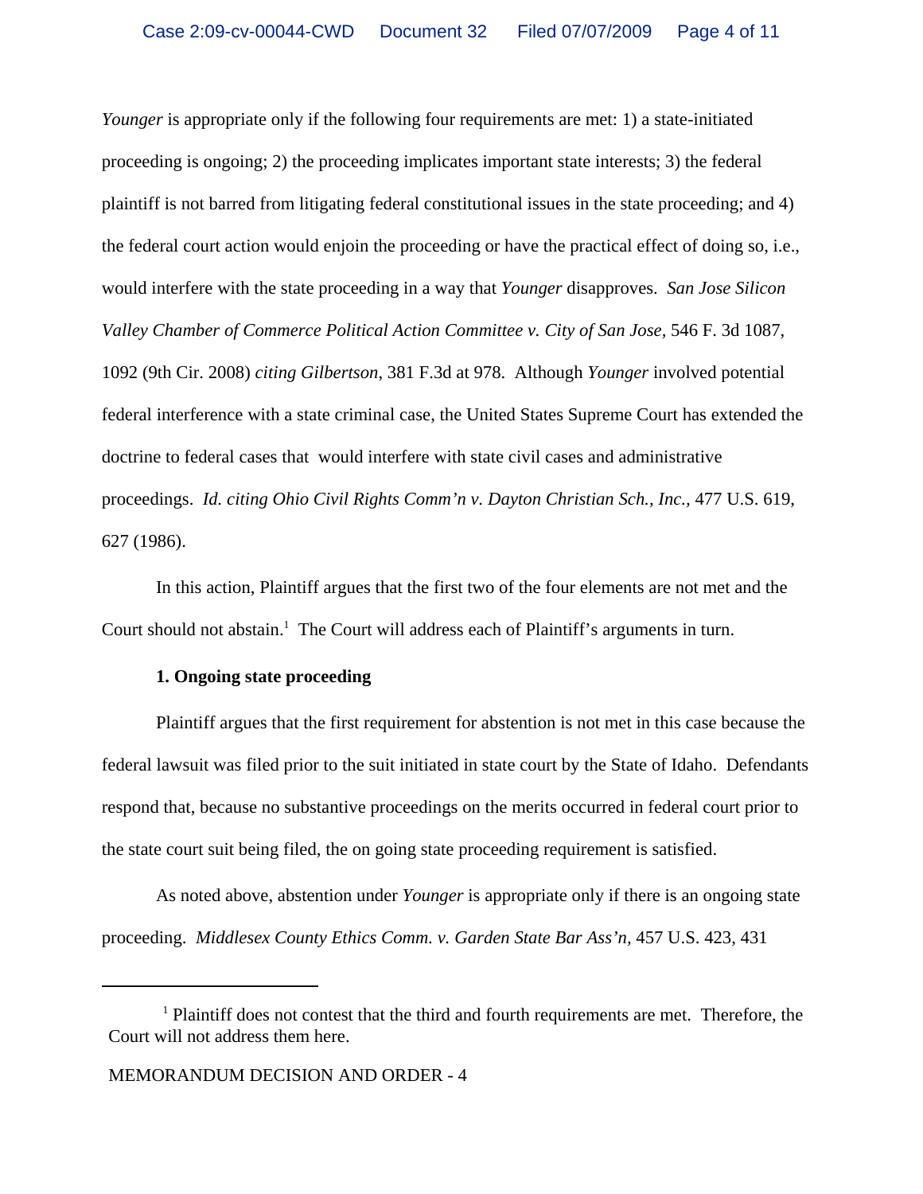*Younger* is appropriate only if the following four requirements are met: 1) a state-initiated proceeding is ongoing; 2) the proceeding implicates important state interests; 3) the federal plaintiff is not barred from litigating federal constitutional issues in the state proceeding; and 4) the federal court action would enjoin the proceeding or have the practical effect of doing so, i.e., would interfere with the state proceeding in a way that *Younger* disapproves. *San Jose Silicon Valley Chamber of Commerce Political Action Committee v. City of San Jose*, 546 F. 3d 1087, 1092 (9th Cir. 2008) *citing Gilbertson*, 381 F.3d at 978. Although *Younger* involved potential federal interference with a state criminal case, the United States Supreme Court has extended the doctrine to federal cases that would interfere with state civil cases and administrative proceedings. *Id. citing Ohio Civil Rights Comm'n v. Dayton Christian Sch., Inc.*, 477 U.S. 619, 627 (1986).

In this action, Plaintiff argues that the first two of the four elements are not met and the Court should not abstain.[1] The Court will address each of Plaintiff's arguments in turn.

**1. Ongoing state proceeding**

Plaintiff argues that the first requirement for abstention is not met in this case because the federal lawsuit was filed prior to the suit initiated in state court by the State of Idaho. Defendants respond that, because no substantive proceedings on the merits occurred in federal court prior to the state court suit being filed, the on going state proceeding requirement is satisfied.

As noted above, abstention under *Younger* is appropriate only if there is an ongoing state proceeding. *Middlesex County Ethics Comm. v. Garden State Bar Ass'n,* 457 U.S. 423, 431

---

[1] Plaintiff does not contest that the third and fourth requirements are met. Therefore, the Court will not address them here.

MEMORANDUM DECISION AND ORDER - 4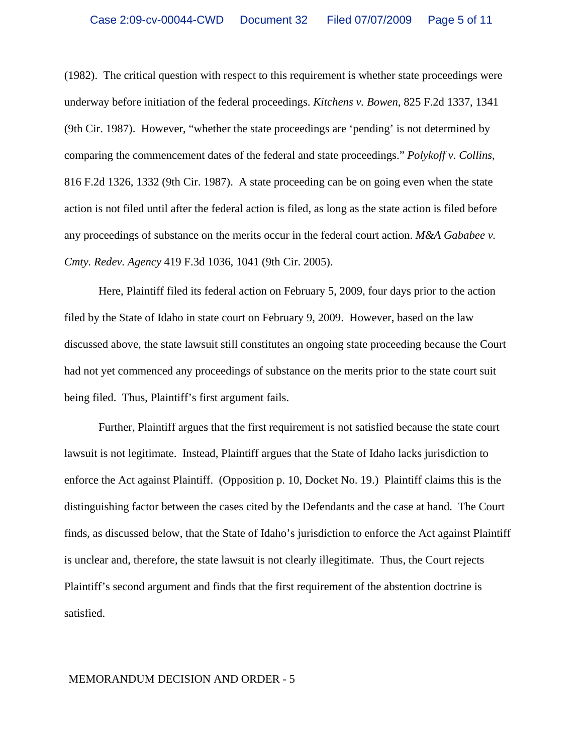(1982). The critical question with respect to this requirement is whether state proceedings were underway before initiation of the federal proceedings. *Kitchens v. Bowen*, 825 F.2d 1337, 1341 (9th Cir. 1987). However, "whether the state proceedings are 'pending' is not determined by comparing the commencement dates of the federal and state proceedings." *Polykoff v. Collins*, 816 F.2d 1326, 1332 (9th Cir. 1987). A state proceeding can be on going even when the state action is not filed until after the federal action is filed, as long as the state action is filed before any proceedings of substance on the merits occur in the federal court action. *M&A Gababee v. Cmty. Redev. Agency* 419 F.3d 1036, 1041 (9th Cir. 2005).

Here, Plaintiff filed its federal action on February 5, 2009, four days prior to the action filed by the State of Idaho in state court on February 9, 2009. However, based on the law discussed above, the state lawsuit still constitutes an ongoing state proceeding because the Court had not yet commenced any proceedings of substance on the merits prior to the state court suit being filed. Thus, Plaintiff's first argument fails.

Further, Plaintiff argues that the first requirement is not satisfied because the state court lawsuit is not legitimate. Instead, Plaintiff argues that the State of Idaho lacks jurisdiction to enforce the Act against Plaintiff. (Opposition p. 10, Docket No. 19.) Plaintiff claims this is the distinguishing factor between the cases cited by the Defendants and the case at hand. The Court finds, as discussed below, that the State of Idaho's jurisdiction to enforce the Act against Plaintiff is unclear and, therefore, the state lawsuit is not clearly illegitimate. Thus, the Court rejects Plaintiff's second argument and finds that the first requirement of the abstention doctrine is satisfied.

MEMORANDUM DECISION AND ORDER - 5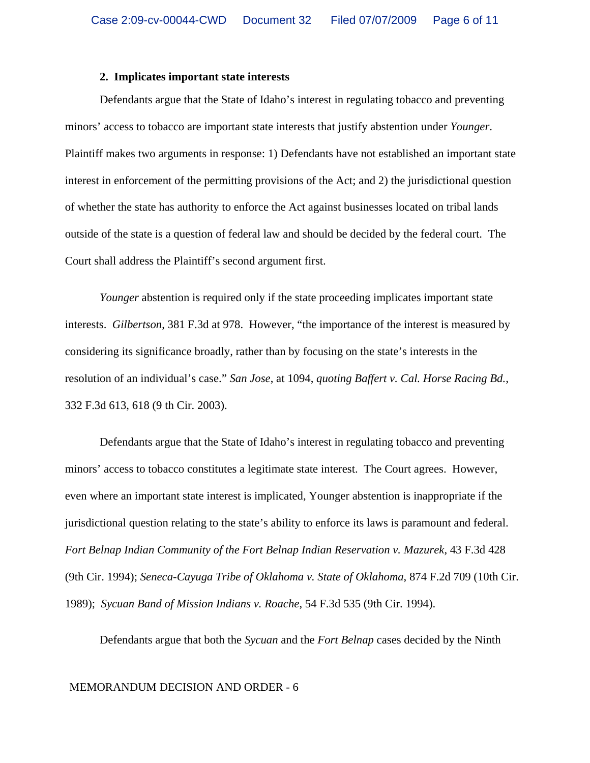**2. Implicates important state interests**

Defendants argue that the State of Idaho's interest in regulating tobacco and preventing minors' access to tobacco are important state interests that justify abstention under *Younger*. Plaintiff makes two arguments in response: 1) Defendants have not established an important state interest in enforcement of the permitting provisions of the Act; and 2) the jurisdictional question of whether the state has authority to enforce the Act against businesses located on tribal lands outside of the state is a question of federal law and should be decided by the federal court. The Court shall address the Plaintiff's second argument first.

*Younger* abstention is required only if the state proceeding implicates important state interests. *Gilbertson*, 381 F.3d at 978. However, "the importance of the interest is measured by considering its significance broadly, rather than by focusing on the state's interests in the resolution of an individual's case." *San Jose*, at 1094, *quoting Baffert v. Cal. Horse Racing Bd.*, 332 F.3d 613, 618 (9 th Cir. 2003).

Defendants argue that the State of Idaho's interest in regulating tobacco and preventing minors' access to tobacco constitutes a legitimate state interest. The Court agrees. However, even where an important state interest is implicated, Younger abstention is inappropriate if the jurisdictional question relating to the state's ability to enforce its laws is paramount and federal. *Fort Belnap Indian Community of the Fort Belnap Indian Reservation v. Mazurek*, 43 F.3d 428 (9th Cir. 1994); *Seneca-Cayuga Tribe of Oklahoma v. State of Oklahoma*, 874 F.2d 709 (10th Cir. 1989); *Sycuan Band of Mission Indians v. Roache*, 54 F.3d 535 (9th Cir. 1994).

Defendants argue that both the *Sycuan* and the *Fort Belnap* cases decided by the Ninth

MEMORANDUM DECISION AND ORDER - 6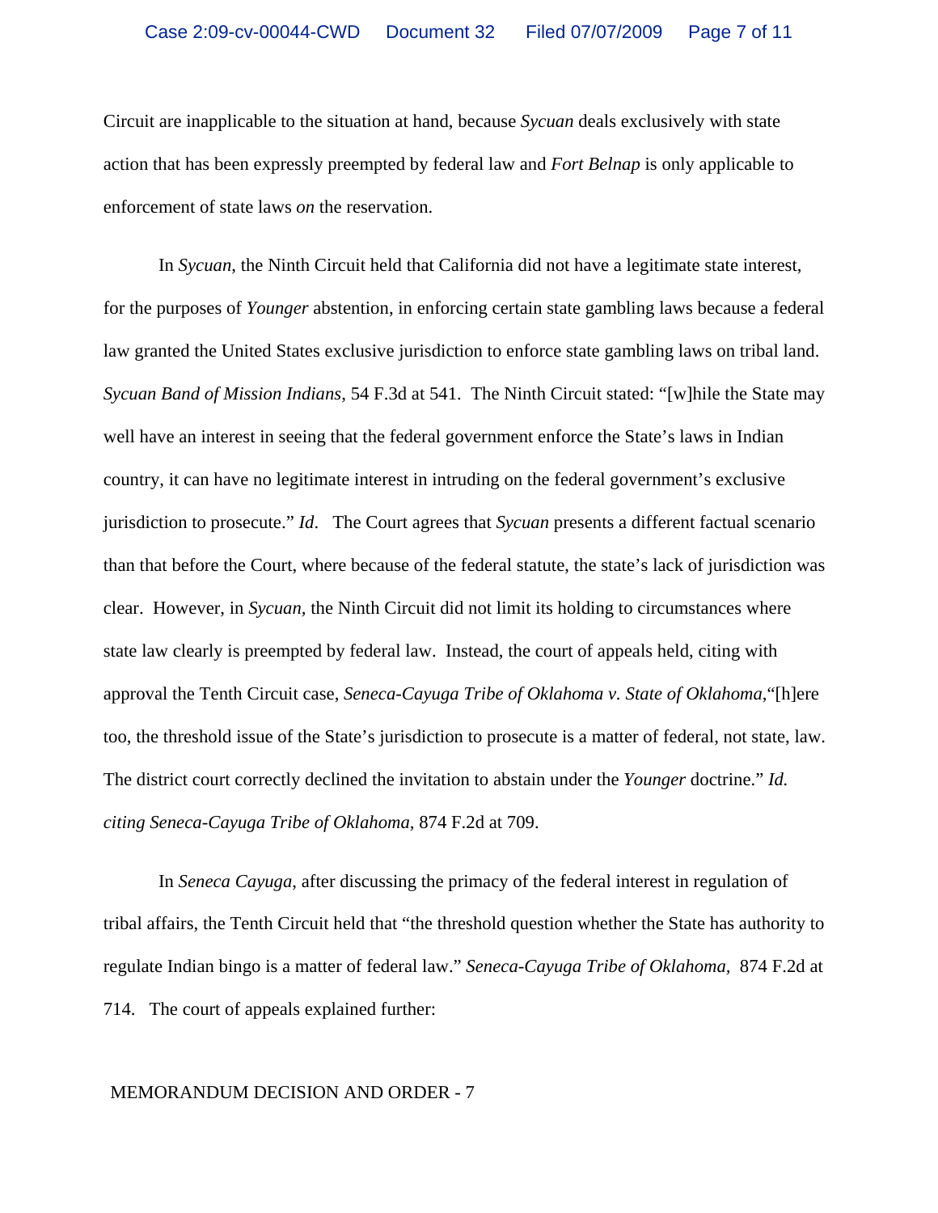Circuit are inapplicable to the situation at hand, because *Sycuan* deals exclusively with state action that has been expressly preempted by federal law and *Fort Belnap* is only applicable to enforcement of state laws *on* the reservation.

In *Sycuan*, the Ninth Circuit held that California did not have a legitimate state interest, for the purposes of *Younger* abstention, in enforcing certain state gambling laws because a federal law granted the United States exclusive jurisdiction to enforce state gambling laws on tribal land. *Sycuan Band of Mission Indians*, 54 F.3d at 541. The Ninth Circuit stated: "[w]hile the State may well have an interest in seeing that the federal government enforce the State's laws in Indian country, it can have no legitimate interest in intruding on the federal government's exclusive jurisdiction to prosecute." *Id*. The Court agrees that *Sycuan* presents a different factual scenario than that before the Court, where because of the federal statute, the state's lack of jurisdiction was clear. However, in *Sycuan*, the Ninth Circuit did not limit its holding to circumstances where state law clearly is preempted by federal law. Instead, the court of appeals held, citing with approval the Tenth Circuit case, *Seneca-Cayuga Tribe of Oklahoma v. State of Oklahoma*,"[h]ere too, the threshold issue of the State's jurisdiction to prosecute is a matter of federal, not state, law. The district court correctly declined the invitation to abstain under the *Younger* doctrine." *Id. citing Seneca-Cayuga Tribe of Oklahoma*, 874 F.2d at 709.

In *Seneca Cayuga*, after discussing the primacy of the federal interest in regulation of tribal affairs, the Tenth Circuit held that "the threshold question whether the State has authority to regulate Indian bingo is a matter of federal law." *Seneca-Cayuga Tribe of Oklahoma*, 874 F.2d at 714. The court of appeals explained further:

MEMORANDUM DECISION AND ORDER - 7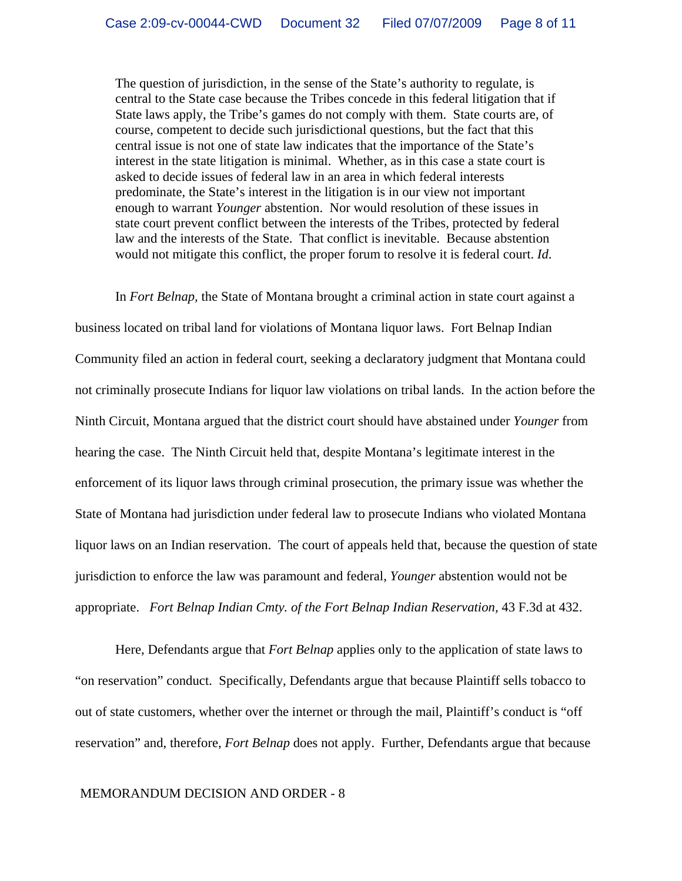> The question of jurisdiction, in the sense of the State's authority to regulate, is central to the State case because the Tribes concede in this federal litigation that if State laws apply, the Tribe's games do not comply with them. State courts are, of course, competent to decide such jurisdictional questions, but the fact that this central issue is not one of state law indicates that the importance of the State's interest in the state litigation is minimal. Whether, as in this case a state court is asked to decide issues of federal law in an area in which federal interests predominate, the State's interest in the litigation is in our view not important enough to warrant *Younger* abstention. Nor would resolution of these issues in state court prevent conflict between the interests of the Tribes, protected by federal law and the interests of the State. That conflict is inevitable. Because abstention would not mitigate this conflict, the proper forum to resolve it is federal court. *Id*.

In *Fort Belnap,* the State of Montana brought a criminal action in state court against a business located on tribal land for violations of Montana liquor laws. Fort Belnap Indian Community filed an action in federal court, seeking a declaratory judgment that Montana could not criminally prosecute Indians for liquor law violations on tribal lands. In the action before the Ninth Circuit, Montana argued that the district court should have abstained under *Younger* from hearing the case. The Ninth Circuit held that, despite Montana's legitimate interest in the enforcement of its liquor laws through criminal prosecution, the primary issue was whether the State of Montana had jurisdiction under federal law to prosecute Indians who violated Montana liquor laws on an Indian reservation. The court of appeals held that, because the question of state jurisdiction to enforce the law was paramount and federal, *Younger* abstention would not be appropriate. *Fort Belnap Indian Cmty. of the Fort Belnap Indian Reservation,* 43 F.3d at 432.

Here, Defendants argue that *Fort Belnap* applies only to the application of state laws to "on reservation" conduct. Specifically, Defendants argue that because Plaintiff sells tobacco to out of state customers, whether over the internet or through the mail, Plaintiff's conduct is "off reservation" and, therefore, *Fort Belnap* does not apply. Further, Defendants argue that because

MEMORANDUM DECISION AND ORDER - 8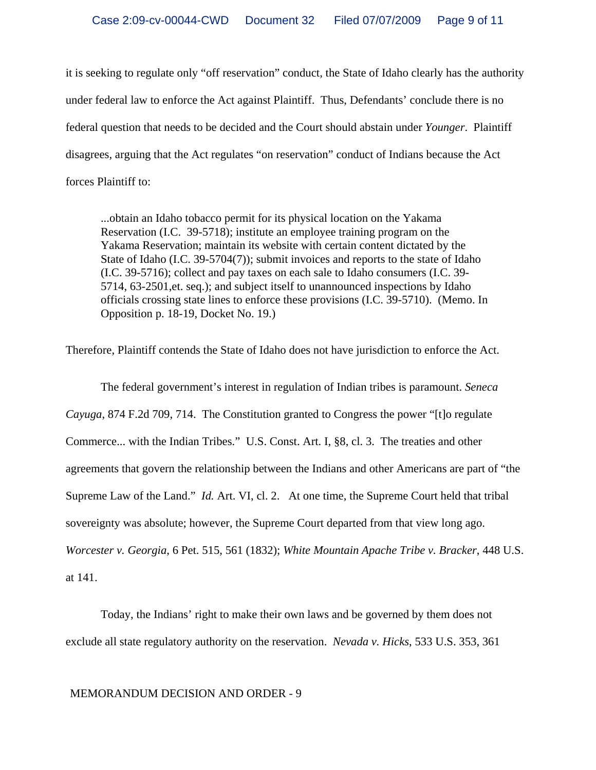it is seeking to regulate only "off reservation" conduct, the State of Idaho clearly has the authority under federal law to enforce the Act against Plaintiff. Thus, Defendants' conclude there is no federal question that needs to be decided and the Court should abstain under *Younger*. Plaintiff disagrees, arguing that the Act regulates "on reservation" conduct of Indians because the Act forces Plaintiff to:

> ...obtain an Idaho tobacco permit for its physical location on the Yakama Reservation (I.C. 39-5718); institute an employee training program on the Yakama Reservation; maintain its website with certain content dictated by the State of Idaho (I.C. 39-5704(7)); submit invoices and reports to the state of Idaho (I.C. 39-5716); collect and pay taxes on each sale to Idaho consumers (I.C. 39-5714, 63-2501,et. seq.); and subject itself to unannounced inspections by Idaho officials crossing state lines to enforce these provisions (I.C. 39-5710). (Memo. In Opposition p. 18-19, Docket No. 19.)

Therefore, Plaintiff contends the State of Idaho does not have jurisdiction to enforce the Act.

The federal government's interest in regulation of Indian tribes is paramount. *Seneca Cayuga*, 874 F.2d 709, 714. The Constitution granted to Congress the power "[t]o regulate Commerce... with the Indian Tribes." U.S. Const. Art. I, §8, cl. 3. The treaties and other agreements that govern the relationship between the Indians and other Americans are part of "the Supreme Law of the Land." *Id.* Art. VI, cl. 2. At one time, the Supreme Court held that tribal sovereignty was absolute; however, the Supreme Court departed from that view long ago. *Worcester v. Georgia*, 6 Pet. 515, 561 (1832); *White Mountain Apache Tribe v. Bracker*, 448 U.S. at 141.

Today, the Indians' right to make their own laws and be governed by them does not exclude all state regulatory authority on the reservation. *Nevada v. Hicks*, 533 U.S. 353, 361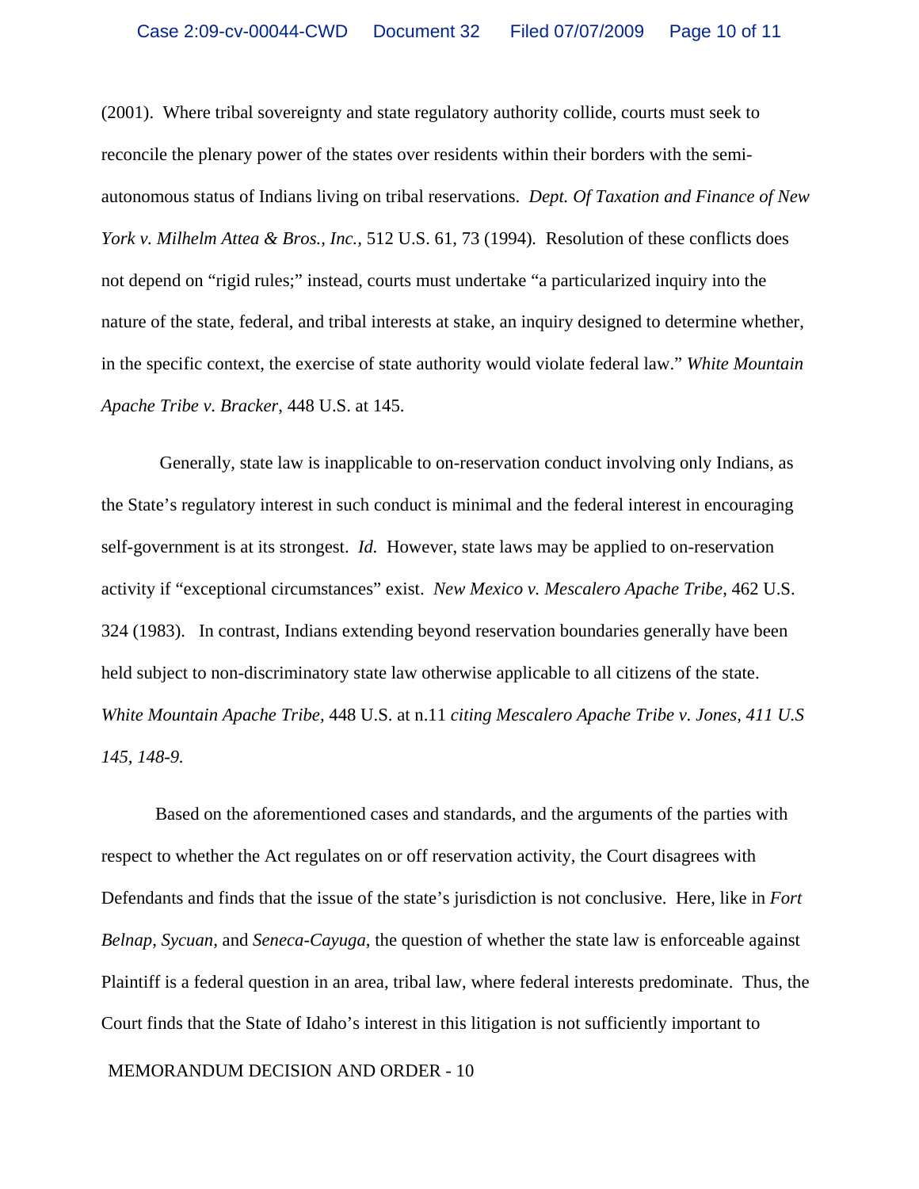(2001). Where tribal sovereignty and state regulatory authority collide, courts must seek to reconcile the plenary power of the states over residents within their borders with the semi-autonomous status of Indians living on tribal reservations. *Dept. Of Taxation and Finance of New York v. Milhelm Attea & Bros., Inc.,* 512 U.S. 61, 73 (1994). Resolution of these conflicts does not depend on "rigid rules;" instead, courts must undertake "a particularized inquiry into the nature of the state, federal, and tribal interests at stake, an inquiry designed to determine whether, in the specific context, the exercise of state authority would violate federal law." *White Mountain Apache Tribe v. Bracker,* 448 U.S. at 145.

Generally, state law is inapplicable to on-reservation conduct involving only Indians, as the State's regulatory interest in such conduct is minimal and the federal interest in encouraging self-government is at its strongest. *Id.* However, state laws may be applied to on-reservation activity if "exceptional circumstances" exist. *New Mexico v. Mescalero Apache Tribe*, 462 U.S. 324 (1983). In contrast, Indians extending beyond reservation boundaries generally have been held subject to non-discriminatory state law otherwise applicable to all citizens of the state. *White Mountain Apache Tribe,* 448 U.S. at n.11 *citing Mescalero Apache Tribe v. Jones, 411 U.S 145, 148-9.*

Based on the aforementioned cases and standards, and the arguments of the parties with respect to whether the Act regulates on or off reservation activity, the Court disagrees with Defendants and finds that the issue of the state's jurisdiction is not conclusive. Here, like in *Fort Belnap*, *Sycuan,* and *Seneca-Cayuga*, the question of whether the state law is enforceable against Plaintiff is a federal question in an area, tribal law, where federal interests predominate. Thus, the Court finds that the State of Idaho's interest in this litigation is not sufficiently important to

MEMORANDUM DECISION AND ORDER - 10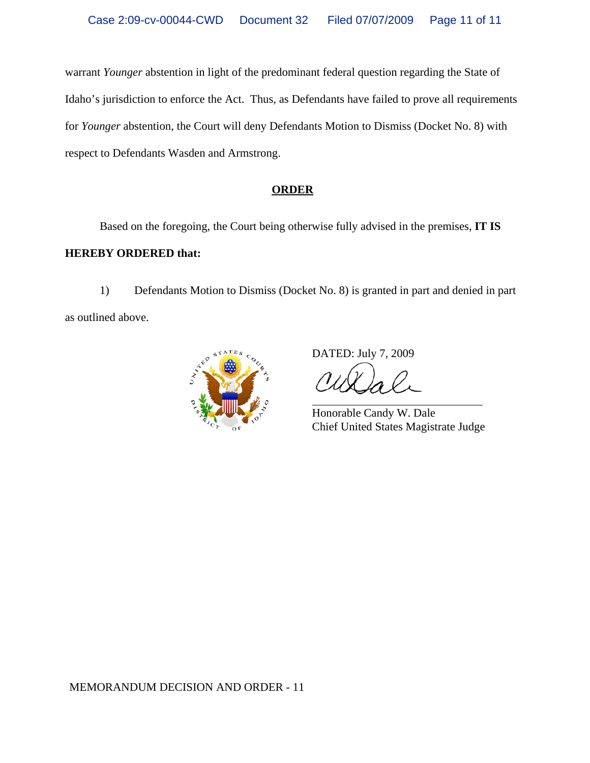warrant *Younger* abstention in light of the predominant federal question regarding the State of Idaho's jurisdiction to enforce the Act. Thus, as Defendants have failed to prove all requirements for *Younger* abstention, the Court will deny Defendants Motion to Dismiss (Docket No. 8) with respect to Defendants Wasden and Armstrong.

## ORDER

Based on the foregoing, the Court being otherwise fully advised in the premises, **IT IS HEREBY ORDERED that:**

1) Defendants Motion to Dismiss (Docket No. 8) is granted in part and denied in part as outlined above.

DATED: July 7, 2009

Honorable Candy W. Dale
Chief United States Magistrate Judge

MEMORANDUM DECISION AND ORDER - 11